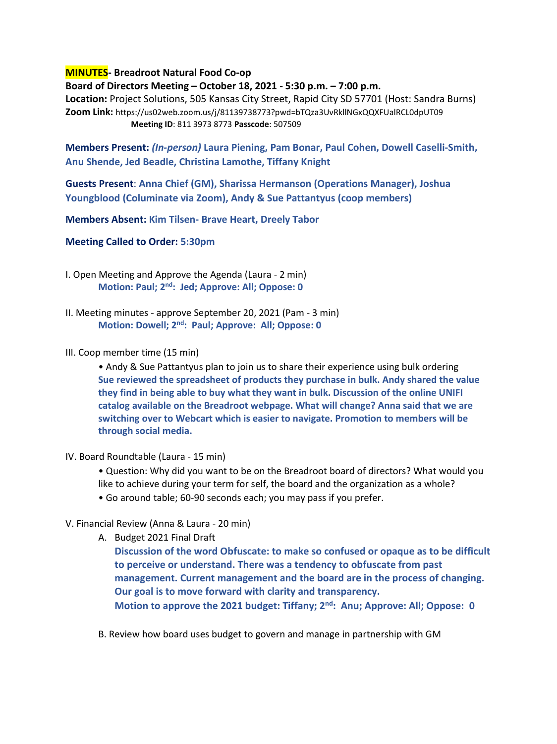**MINUTES- Breadroot Natural Food Co-op**

**Board of Directors Meeting – October 18, 2021 - 5:30 p.m. – 7:00 p.m.**

**Location:** Project Solutions, 505 Kansas City Street, Rapid City SD 57701 (Host: Sandra Burns)

**Zoom Link:** https://us02web.zoom.us/j/81139738773?pwd=bTQza3UvRkllNGxQQXFUalRCL0dpUT09

**Meeting ID**: 811 3973 8773 **Passcode**: 507509

**Members Present:** ***(In-person)*** **Laura Piening, Pam Bonar, Paul Cohen, Dowell Caselli-Smith, Anu Shende, Jed Beadle, Christina Lamothe, Tiffany Knight**

**Guests Present**: **Anna Chief (GM), Sharissa Hermanson (Operations Manager), Joshua Youngblood (Columinate via Zoom), Andy & Sue Pattantyus (coop members)**

**Members Absent:** **Kim Tilsen- Brave Heart, Dreely Tabor**

**Meeting Called to Order:** **5:30pm**

I. Open Meeting and Approve the Agenda (Laura - 2 min)

**Motion: Paul; 2nd: Jed; Approve: All; Oppose: 0**

II. Meeting minutes - approve September 20, 2021 (Pam - 3 min)

**Motion: Dowell; 2nd: Paul; Approve: All; Oppose: 0**

III. Coop member time (15 min)

- Andy & Sue Pattantyus plan to join us to share their experience using bulk ordering

**Sue reviewed the spreadsheet of products they purchase in bulk. Andy shared the value they find in being able to buy what they want in bulk. Discussion of the online UNIFI catalog available on the Breadroot webpage. What will change? Anna said that we are switching over to Webcart which is easier to navigate. Promotion to members will be through social media.**

IV. Board Roundtable (Laura - 15 min)

- Question: Why did you want to be on the Breadroot board of directors? What would you like to achieve during your term for self, the board and the organization as a whole?
- Go around table; 60-90 seconds each; you may pass if you prefer.

V. Financial Review (Anna & Laura - 20 min)

A. Budget 2021 Final Draft

**Discussion of the word Obfuscate: to make so confused or opaque as to be difficult to perceive or understand. There was a tendency to obfuscate from past management. Current management and the board are in the process of changing. Our goal is to move forward with clarity and transparency.**

**Motion to approve the 2021 budget: Tiffany; 2nd: Anu; Approve: All; Oppose: 0**

B. Review how board uses budget to govern and manage in partnership with GM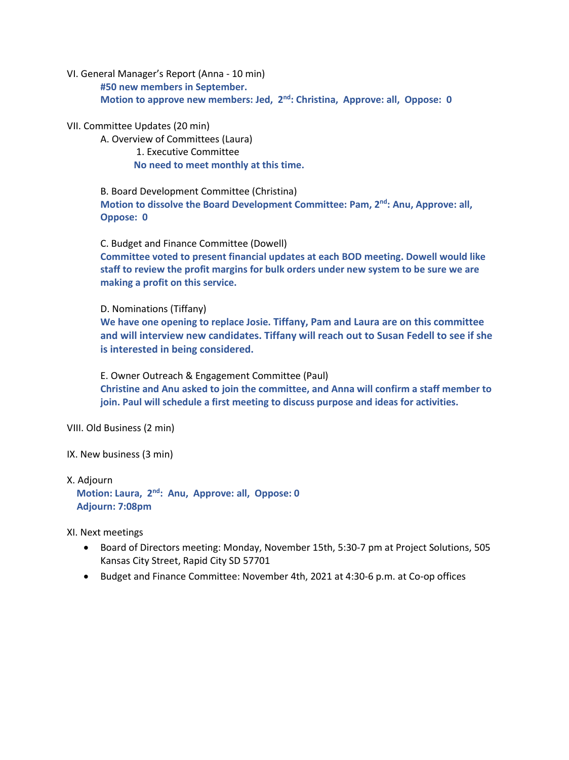VI. General Manager's Report (Anna - 10 min)

**#50 new members in September.**

**Motion to approve new members: Jed, 2nd: Christina, Approve: all, Oppose: 0**

VII. Committee Updates (20 min)

A. Overview of Committees (Laura)

1. Executive Committee

**No need to meet monthly at this time.**

B. Board Development Committee (Christina)

**Motion to dissolve the Board Development Committee: Pam, 2nd: Anu, Approve: all, Oppose: 0**

C. Budget and Finance Committee (Dowell)

**Committee voted to present financial updates at each BOD meeting. Dowell would like staff to review the profit margins for bulk orders under new system to be sure we are making a profit on this service.**

D. Nominations (Tiffany)

**We have one opening to replace Josie. Tiffany, Pam and Laura are on this committee and will interview new candidates. Tiffany will reach out to Susan Fedell to see if she is interested in being considered.**

E. Owner Outreach & Engagement Committee (Paul)

**Christine and Anu asked to join the committee, and Anna will confirm a staff member to join. Paul will schedule a first meeting to discuss purpose and ideas for activities.**

VIII. Old Business (2 min)

IX. New business (3 min)

X. Adjourn

**Motion: Laura, 2nd: Anu, Approve: all, Oppose: 0**

**Adjourn: 7:08pm**

XI. Next meetings

- Board of Directors meeting: Monday, November 15th, 5:30-7 pm at Project Solutions, 505 Kansas City Street, Rapid City SD 57701
- Budget and Finance Committee: November 4th, 2021 at 4:30-6 p.m. at Co-op offices